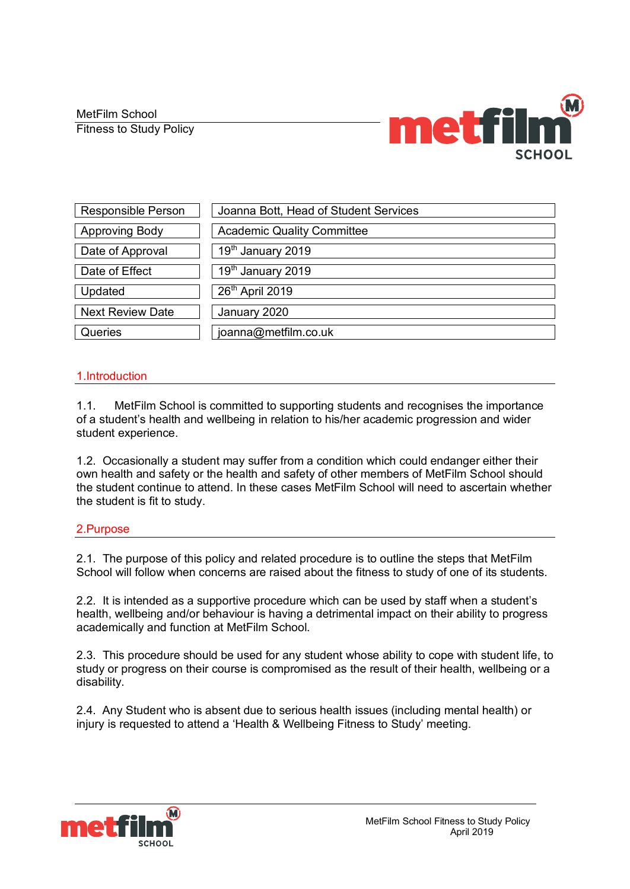MetFilm School
Fitness to Study Policy

| Responsible Person | Joanna Bott, Head of Student Services |
|---|---|
| Approving Body | Academic Quality Committee |
| Date of Approval | 19th January 2019 |
| Date of Effect | 19th January 2019 |
| Updated | 26th April 2019 |
| Next Review Date | January 2020 |
| Queries | joanna@metfilm.co.uk |

## 1.Introduction

1.1. MetFilm School is committed to supporting students and recognises the importance of a student's health and wellbeing in relation to his/her academic progression and wider student experience.

1.2. Occasionally a student may suffer from a condition which could endanger either their own health and safety or the health and safety of other members of MetFilm School should the student continue to attend. In these cases MetFilm School will need to ascertain whether the student is fit to study.

## 2.Purpose

2.1. The purpose of this policy and related procedure is to outline the steps that MetFilm School will follow when concerns are raised about the fitness to study of one of its students.

2.2. It is intended as a supportive procedure which can be used by staff when a student's health, wellbeing and/or behaviour is having a detrimental impact on their ability to progress academically and function at MetFilm School.

2.3. This procedure should be used for any student whose ability to cope with student life, to study or progress on their course is compromised as the result of their health, wellbeing or a disability.

2.4. Any Student who is absent due to serious health issues (including mental health) or injury is requested to attend a 'Health & Wellbeing Fitness to Study' meeting.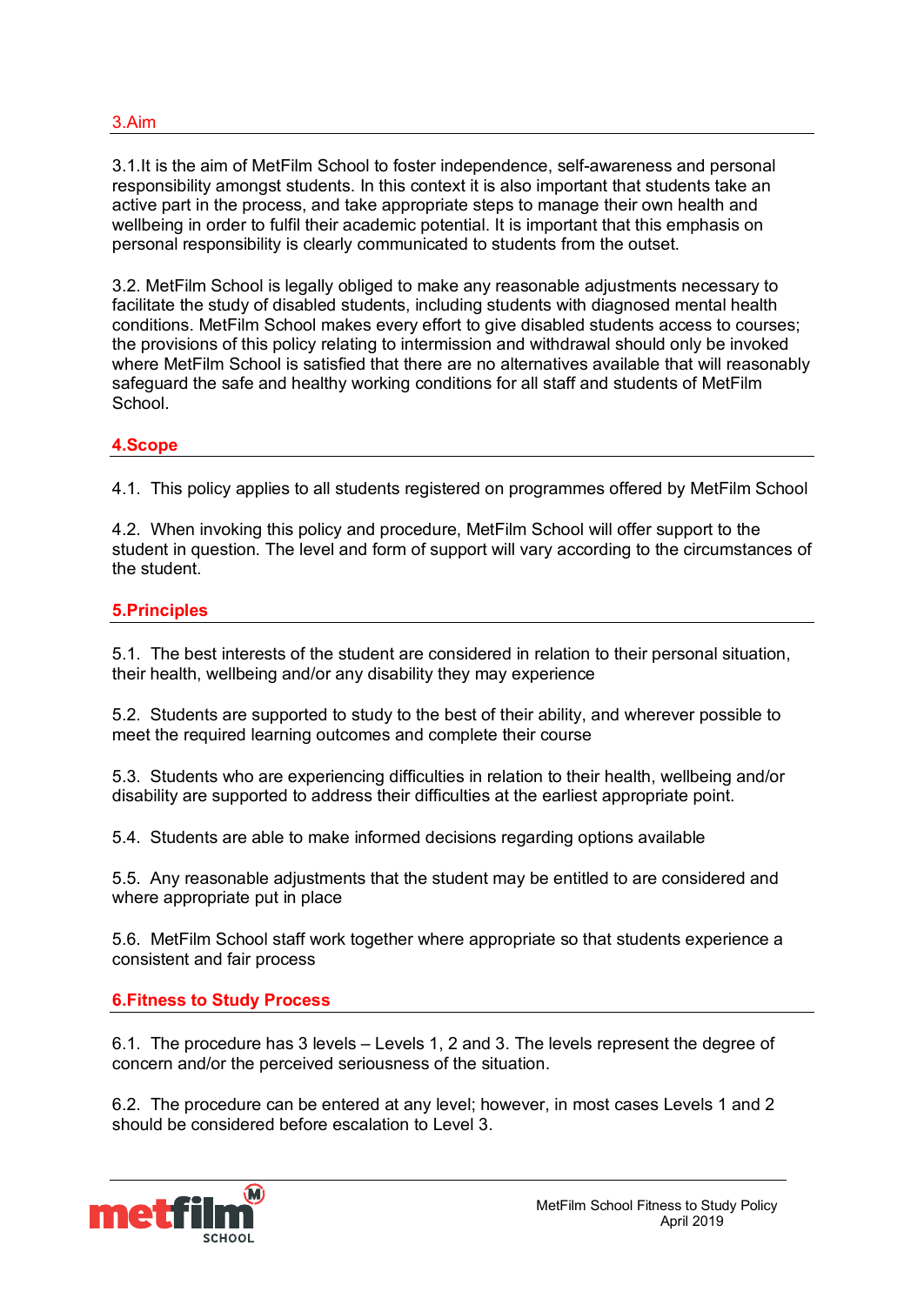## 3.Aim

3.1.It is the aim of MetFilm School to foster independence, self-awareness and personal responsibility amongst students. In this context it is also important that students take an active part in the process, and take appropriate steps to manage their own health and wellbeing in order to fulfil their academic potential. It is important that this emphasis on personal responsibility is clearly communicated to students from the outset.

3.2. MetFilm School is legally obliged to make any reasonable adjustments necessary to facilitate the study of disabled students, including students with diagnosed mental health conditions. MetFilm School makes every effort to give disabled students access to courses; the provisions of this policy relating to intermission and withdrawal should only be invoked where MetFilm School is satisfied that there are no alternatives available that will reasonably safeguard the safe and healthy working conditions for all staff and students of MetFilm School.

## 4.Scope

4.1. This policy applies to all students registered on programmes offered by MetFilm School

4.2. When invoking this policy and procedure, MetFilm School will offer support to the student in question. The level and form of support will vary according to the circumstances of the student.

## 5.Principles

5.1. The best interests of the student are considered in relation to their personal situation, their health, wellbeing and/or any disability they may experience

5.2. Students are supported to study to the best of their ability, and wherever possible to meet the required learning outcomes and complete their course

5.3. Students who are experiencing difficulties in relation to their health, wellbeing and/or disability are supported to address their difficulties at the earliest appropriate point.

5.4. Students are able to make informed decisions regarding options available

5.5. Any reasonable adjustments that the student may be entitled to are considered and where appropriate put in place

5.6. MetFilm School staff work together where appropriate so that students experience a consistent and fair process

## 6.Fitness to Study Process

6.1. The procedure has 3 levels – Levels 1, 2 and 3. The levels represent the degree of concern and/or the perceived seriousness of the situation.

6.2. The procedure can be entered at any level; however, in most cases Levels 1 and 2 should be considered before escalation to Level 3.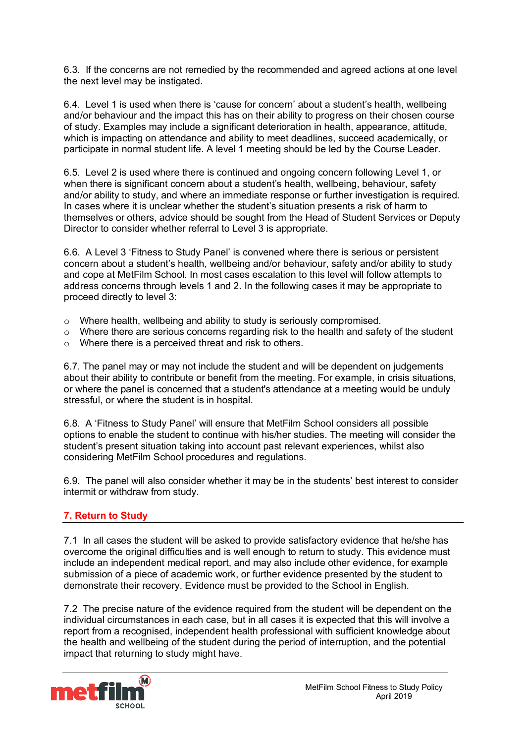6.3. If the concerns are not remedied by the recommended and agreed actions at one level the next level may be instigated.

6.4. Level 1 is used when there is 'cause for concern' about a student's health, wellbeing and/or behaviour and the impact this has on their ability to progress on their chosen course of study. Examples may include a significant deterioration in health, appearance, attitude, which is impacting on attendance and ability to meet deadlines, succeed academically, or participate in normal student life. A level 1 meeting should be led by the Course Leader.

6.5. Level 2 is used where there is continued and ongoing concern following Level 1, or when there is significant concern about a student's health, wellbeing, behaviour, safety and/or ability to study, and where an immediate response or further investigation is required. In cases where it is unclear whether the student's situation presents a risk of harm to themselves or others, advice should be sought from the Head of Student Services or Deputy Director to consider whether referral to Level 3 is appropriate.

6.6. A Level 3 'Fitness to Study Panel' is convened where there is serious or persistent concern about a student's health, wellbeing and/or behaviour, safety and/or ability to study and cope at MetFilm School. In most cases escalation to this level will follow attempts to address concerns through levels 1 and 2. In the following cases it may be appropriate to proceed directly to level 3:

- Where health, wellbeing and ability to study is seriously compromised.
- Where there are serious concerns regarding risk to the health and safety of the student
- Where there is a perceived threat and risk to others.

6.7. The panel may or may not include the student and will be dependent on judgements about their ability to contribute or benefit from the meeting. For example, in crisis situations, or where the panel is concerned that a student's attendance at a meeting would be unduly stressful, or where the student is in hospital.

6.8. A 'Fitness to Study Panel' will ensure that MetFilm School considers all possible options to enable the student to continue with his/her studies. The meeting will consider the student's present situation taking into account past relevant experiences, whilst also considering MetFilm School procedures and regulations.

6.9. The panel will also consider whether it may be in the students' best interest to consider intermit or withdraw from study.

## 7. Return to Study

7.1 In all cases the student will be asked to provide satisfactory evidence that he/she has overcome the original difficulties and is well enough to return to study. This evidence must include an independent medical report, and may also include other evidence, for example submission of a piece of academic work, or further evidence presented by the student to demonstrate their recovery. Evidence must be provided to the School in English.

7.2 The precise nature of the evidence required from the student will be dependent on the individual circumstances in each case, but in all cases it is expected that this will involve a report from a recognised, independent health professional with sufficient knowledge about the health and wellbeing of the student during the period of interruption, and the potential impact that returning to study might have.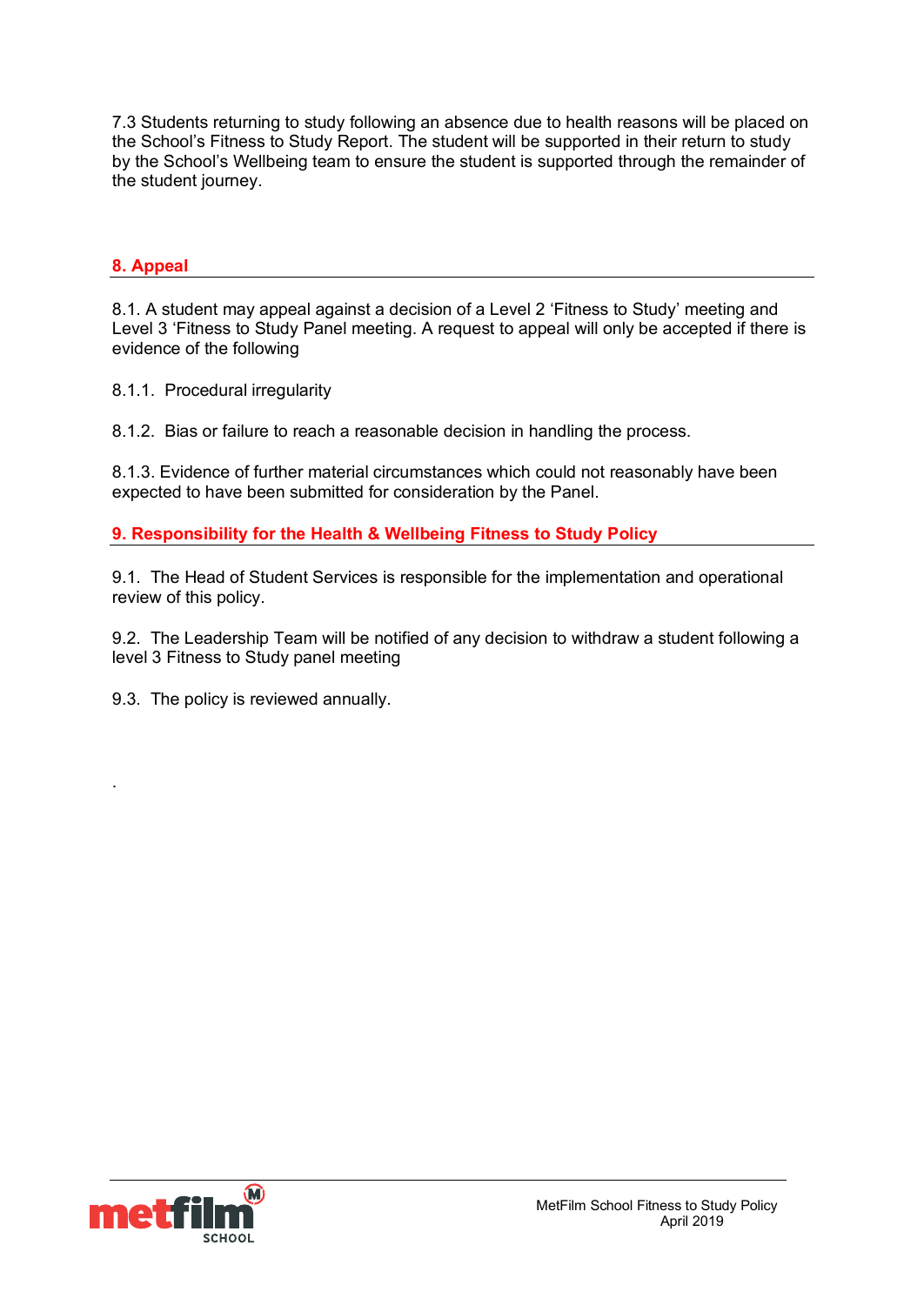7.3 Students returning to study following an absence due to health reasons will be placed on the School's Fitness to Study Report. The student will be supported in their return to study by the School's Wellbeing team to ensure the student is supported through the remainder of the student journey.

## 8. Appeal

8.1. A student may appeal against a decision of a Level 2 'Fitness to Study' meeting and Level 3 'Fitness to Study Panel meeting. A request to appeal will only be accepted if there is evidence of the following

8.1.1. Procedural irregularity

8.1.2. Bias or failure to reach a reasonable decision in handling the process.

8.1.3. Evidence of further material circumstances which could not reasonably have been expected to have been submitted for consideration by the Panel.

## 9. Responsibility for the Health & Wellbeing Fitness to Study Policy

9.1. The Head of Student Services is responsible for the implementation and operational review of this policy.

9.2. The Leadership Team will be notified of any decision to withdraw a student following a level 3 Fitness to Study panel meeting

9.3. The policy is reviewed annually.

.